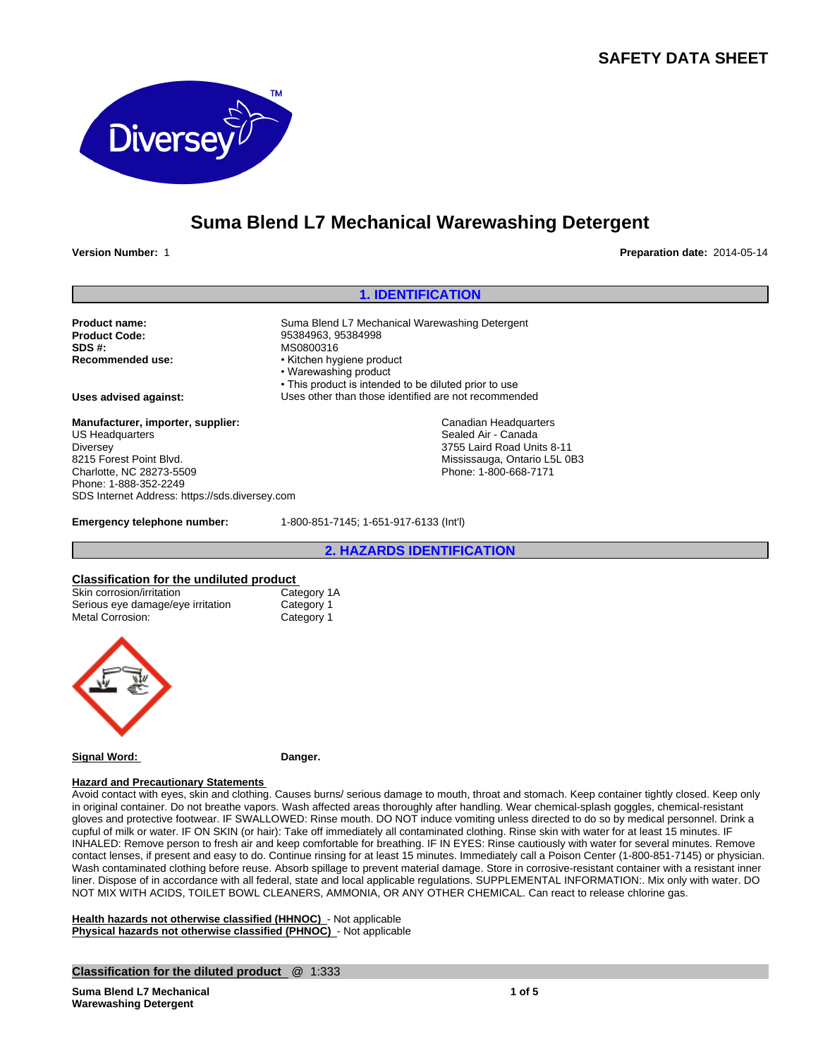# SAFETY DATA SHEET

## Suma Blend L7 Mechanical Warewashing Detergent

**Version Number:** 1

**Preparation date:** 2014-05-14

## 1. IDENTIFICATION

**Product name:** Suma Blend L7 Mechanical Warewashing Detergent
**Product Code:** 95384963, 95384998
**SDS #:** MS0800316
**Recommended use:**
- Kitchen hygiene product
- Warewashing product
- This product is intended to be diluted prior to use

**Uses advised against:** Uses other than those identified are not recommended

**Manufacturer, importer, supplier:**

US Headquarters
Diversey
8215 Forest Point Blvd.
Charlotte, NC 28273-5509
Phone: 1-888-352-2249
SDS Internet Address: https://sds.diversey.com

Canadian Headquarters
Sealed Air - Canada
3755 Laird Road Units 8-11
Mississauga, Ontario L5L 0B3
Phone: 1-800-668-7171

**Emergency telephone number:** 1-800-851-7145; 1-651-917-6133 (Int'l)

## 2. HAZARDS IDENTIFICATION

**Classification for the undiluted product**

| | |
|---|---|
| Skin corrosion/irritation | Category 1A |
| Serious eye damage/eye irritation | Category 1 |
| Metal Corrosion: | Category 1 |

**Signal Word:** **Danger.**

**Hazard and Precautionary Statements**

Avoid contact with eyes, skin and clothing. Causes burns/ serious damage to mouth, throat and stomach. Keep container tightly closed. Keep only in original container. Do not breathe vapors. Wash affected areas thoroughly after handling. Wear chemical-splash goggles, chemical-resistant gloves and protective footwear. IF SWALLOWED: Rinse mouth. DO NOT induce vomiting unless directed to do so by medical personnel. Drink a cupful of milk or water. IF ON SKIN (or hair): Take off immediately all contaminated clothing. Rinse skin with water for at least 15 minutes. IF INHALED: Remove person to fresh air and keep comfortable for breathing. IF IN EYES: Rinse cautiously with water for several minutes. Remove contact lenses, if present and easy to do. Continue rinsing for at least 15 minutes. Immediately call a Poison Center (1-800-851-7145) or physician. Wash contaminated clothing before reuse. Absorb spillage to prevent material damage. Store in corrosive-resistant container with a resistant inner liner. Dispose of in accordance with all federal, state and local applicable regulations. SUPPLEMENTAL INFORMATION:. Mix only with water. DO NOT MIX WITH ACIDS, TOILET BOWL CLEANERS, AMMONIA, OR ANY OTHER CHEMICAL. Can react to release chlorine gas.

**Health hazards not otherwise classified (HHNOC)** - Not applicable
**Physical hazards not otherwise classified (PHNOC)** - Not applicable

**Classification for the diluted product** @ 1:333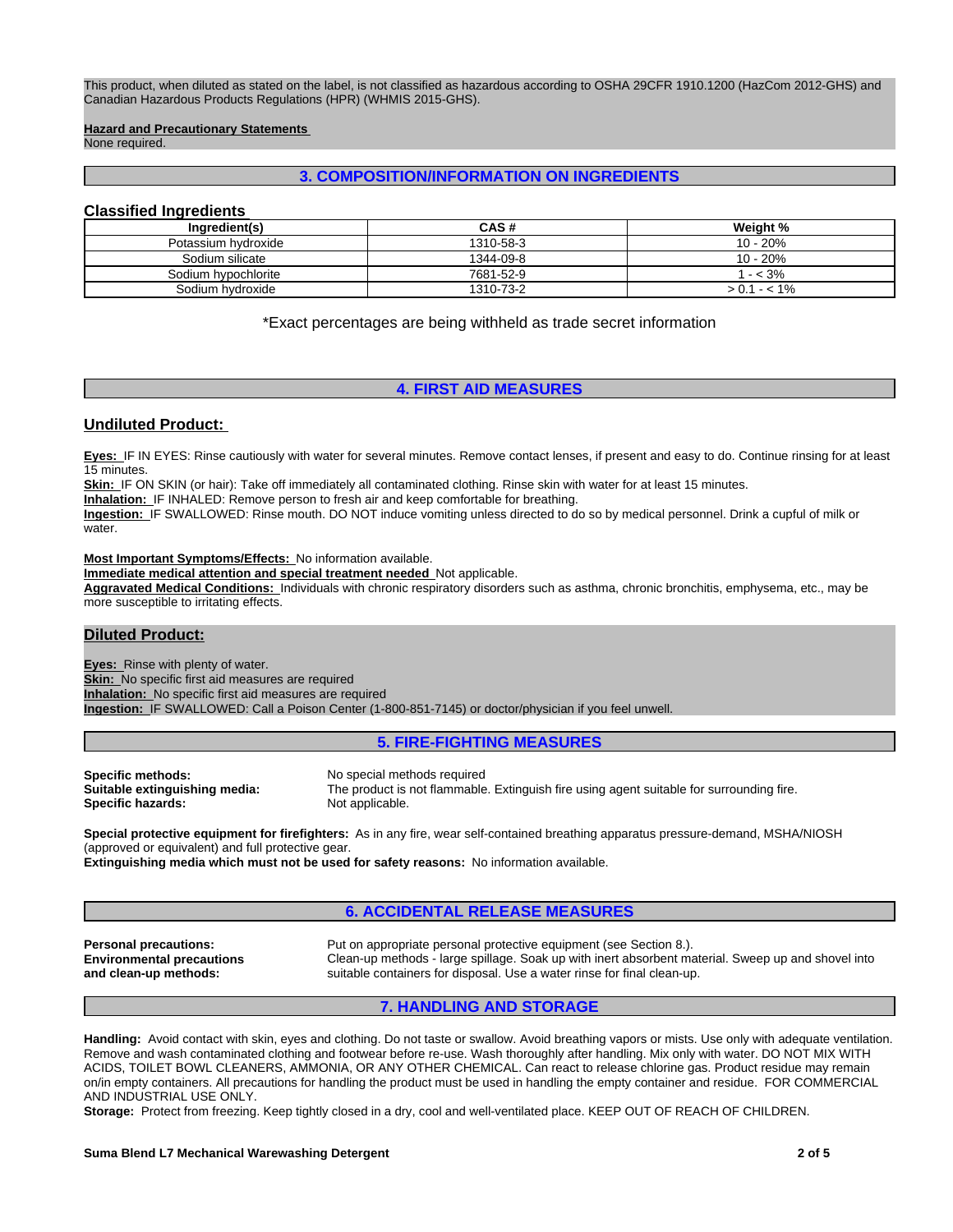This product, when diluted as stated on the label, is not classified as hazardous according to OSHA 29CFR 1910.1200 (HazCom 2012-GHS) and Canadian Hazardous Products Regulations (HPR) (WHMIS 2015-GHS).

**Hazard and Precautionary Statements**
None required.

## 3. COMPOSITION/INFORMATION ON INGREDIENTS

### Classified Ingredients

| Ingredient(s) | CAS # | Weight % |
|---|---|---|
| Potassium hydroxide | 1310-58-3 | 10 - 20% |
| Sodium silicate | 1344-09-8 | 10 - 20% |
| Sodium hypochlorite | 7681-52-9 | 1 - < 3% |
| Sodium hydroxide | 1310-73-2 | > 0.1 - < 1% |

*Exact percentages are being withheld as trade secret information

## 4. FIRST AID MEASURES

### Undiluted Product:

**Eyes:** IF IN EYES: Rinse cautiously with water for several minutes. Remove contact lenses, if present and easy to do. Continue rinsing for at least 15 minutes.
**Skin:** IF ON SKIN (or hair): Take off immediately all contaminated clothing. Rinse skin with water for at least 15 minutes.
**Inhalation:** IF INHALED: Remove person to fresh air and keep comfortable for breathing.
**Ingestion:** IF SWALLOWED: Rinse mouth. DO NOT induce vomiting unless directed to do so by medical personnel. Drink a cupful of milk or water.

**Most Important Symptoms/Effects:** No information available.
**Immediate medical attention and special treatment needed** Not applicable.
**Aggravated Medical Conditions:** Individuals with chronic respiratory disorders such as asthma, chronic bronchitis, emphysema, etc., may be more susceptible to irritating effects.

### Diluted Product:

**Eyes:** Rinse with plenty of water.
**Skin:** No specific first aid measures are required
**Inhalation:** No specific first aid measures are required
**Ingestion:** IF SWALLOWED: Call a Poison Center (1-800-851-7145) or doctor/physician if you feel unwell.

## 5. FIRE-FIGHTING MEASURES

**Specific methods:** No special methods required
**Suitable extinguishing media:** The product is not flammable. Extinguish fire using agent suitable for surrounding fire.
**Specific hazards:** Not applicable.

**Special protective equipment for firefighters:** As in any fire, wear self-contained breathing apparatus pressure-demand, MSHA/NIOSH (approved or equivalent) and full protective gear.
**Extinguishing media which must not be used for safety reasons:** No information available.

## 6. ACCIDENTAL RELEASE MEASURES

**Personal precautions:** Put on appropriate personal protective equipment (see Section 8.).
**Environmental precautions and clean-up methods:** Clean-up methods - large spillage. Soak up with inert absorbent material. Sweep up and shovel into suitable containers for disposal. Use a water rinse for final clean-up.

## 7. HANDLING AND STORAGE

**Handling:** Avoid contact with skin, eyes and clothing. Do not taste or swallow. Avoid breathing vapors or mists. Use only with adequate ventilation. Remove and wash contaminated clothing and footwear before re-use. Wash thoroughly after handling. Mix only with water. DO NOT MIX WITH ACIDS, TOILET BOWL CLEANERS, AMMONIA, OR ANY OTHER CHEMICAL. Can react to release chlorine gas. Product residue may remain on/in empty containers. All precautions for handling the product must be used in handling the empty container and residue. FOR COMMERCIAL AND INDUSTRIAL USE ONLY.
**Storage:** Protect from freezing. Keep tightly closed in a dry, cool and well-ventilated place. KEEP OUT OF REACH OF CHILDREN.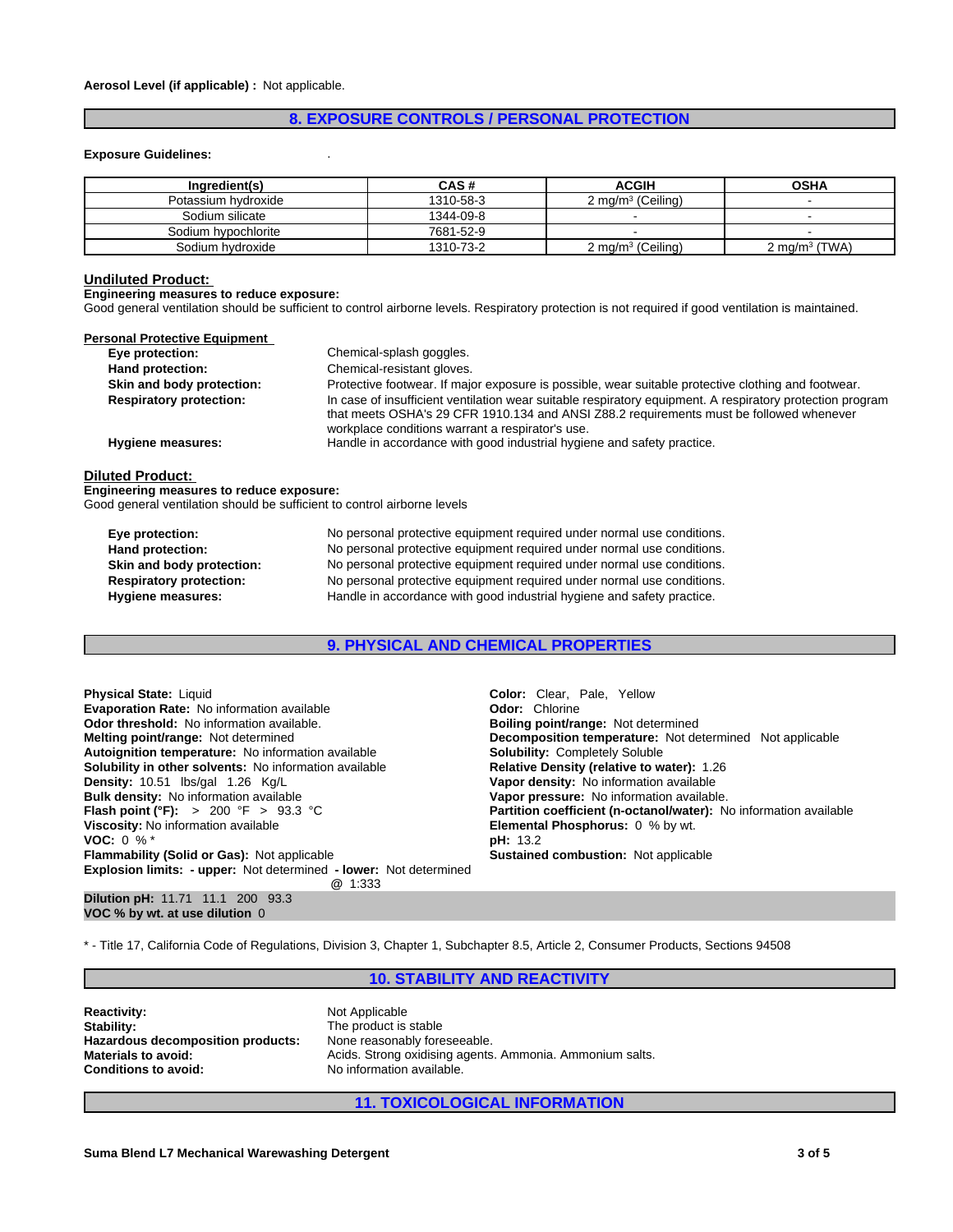**Aerosol Level (if applicable) :** Not applicable.

## 8. EXPOSURE CONTROLS / PERSONAL PROTECTION

**Exposure Guidelines:** .

| Ingredient(s) | CAS # | ACGIH | OSHA |
|---|---|---|---|
| Potassium hydroxide | 1310-58-3 | 2 mg/m³ (Ceiling) | - |
| Sodium silicate | 1344-09-8 | - | - |
| Sodium hypochlorite | 7681-52-9 | - | - |
| Sodium hydroxide | 1310-73-2 | 2 mg/m³ (Ceiling) | 2 mg/m³ (TWA) |

### Undiluted Product:

**Engineering measures to reduce exposure:**
Good general ventilation should be sufficient to control airborne levels. Respiratory protection is not required if good ventilation is maintained.

**Personal Protective Equipment**

- **Eye protection:** Chemical-splash goggles.
- **Hand protection:** Chemical-resistant gloves.
- **Skin and body protection:** Protective footwear. If major exposure is possible, wear suitable protective clothing and footwear.
- **Respiratory protection:** In case of insufficient ventilation wear suitable respiratory equipment. A respiratory protection program that meets OSHA's 29 CFR 1910.134 and ANSI Z88.2 requirements must be followed whenever workplace conditions warrant a respirator's use.
- **Hygiene measures:** Handle in accordance with good industrial hygiene and safety practice.

### Diluted Product:

**Engineering measures to reduce exposure:**
Good general ventilation should be sufficient to control airborne levels

- **Eye protection:** No personal protective equipment required under normal use conditions.
- **Hand protection:** No personal protective equipment required under normal use conditions.
- **Skin and body protection:** No personal protective equipment required under normal use conditions.
- **Respiratory protection:** No personal protective equipment required under normal use conditions.
- **Hygiene measures:** Handle in accordance with good industrial hygiene and safety practice.

## 9. PHYSICAL AND CHEMICAL PROPERTIES

**Physical State:** Liquid
**Evaporation Rate:** No information available
**Odor threshold:** No information available.
**Melting point/range:** Not determined
**Autoignition temperature:** No information available
**Solubility in other solvents:** No information available
**Density:** 10.51 lbs/gal 1.26 Kg/L
**Bulk density:** No information available
**Flash point (°F):** > 200 °F > 93.3 °C
**Viscosity:** No information available
**VOC:** 0 % *
**Flammability (Solid or Gas):** Not applicable
**Explosion limits: - upper:** Not determined **- lower:** Not determined

**Color:** Clear, Pale, Yellow
**Odor:** Chlorine
**Boiling point/range:** Not determined
**Decomposition temperature:** Not determined Not applicable
**Solubility:** Completely Soluble
**Relative Density (relative to water):** 1.26
**Vapor density:** No information available
**Vapor pressure:** No information available.
**Partition coefficient (n-octanol/water):** No information available
**Elemental Phosphorus:** 0 % by wt.
**pH:** 13.2
**Sustained combustion:** Not applicable

@ 1:333
**Dilution pH:** 11.71 11.1 200 93.3
**VOC % by wt. at use dilution** 0

* - Title 17, California Code of Regulations, Division 3, Chapter 1, Subchapter 8.5, Article 2, Consumer Products, Sections 94508

## 10. STABILITY AND REACTIVITY

- **Reactivity:** Not Applicable
- **Stability:** The product is stable
- **Hazardous decomposition products:** None reasonably foreseeable.
- **Materials to avoid:** Acids. Strong oxidising agents. Ammonia. Ammonium salts.
- **Conditions to avoid:** No information available.

## 11. TOXICOLOGICAL INFORMATION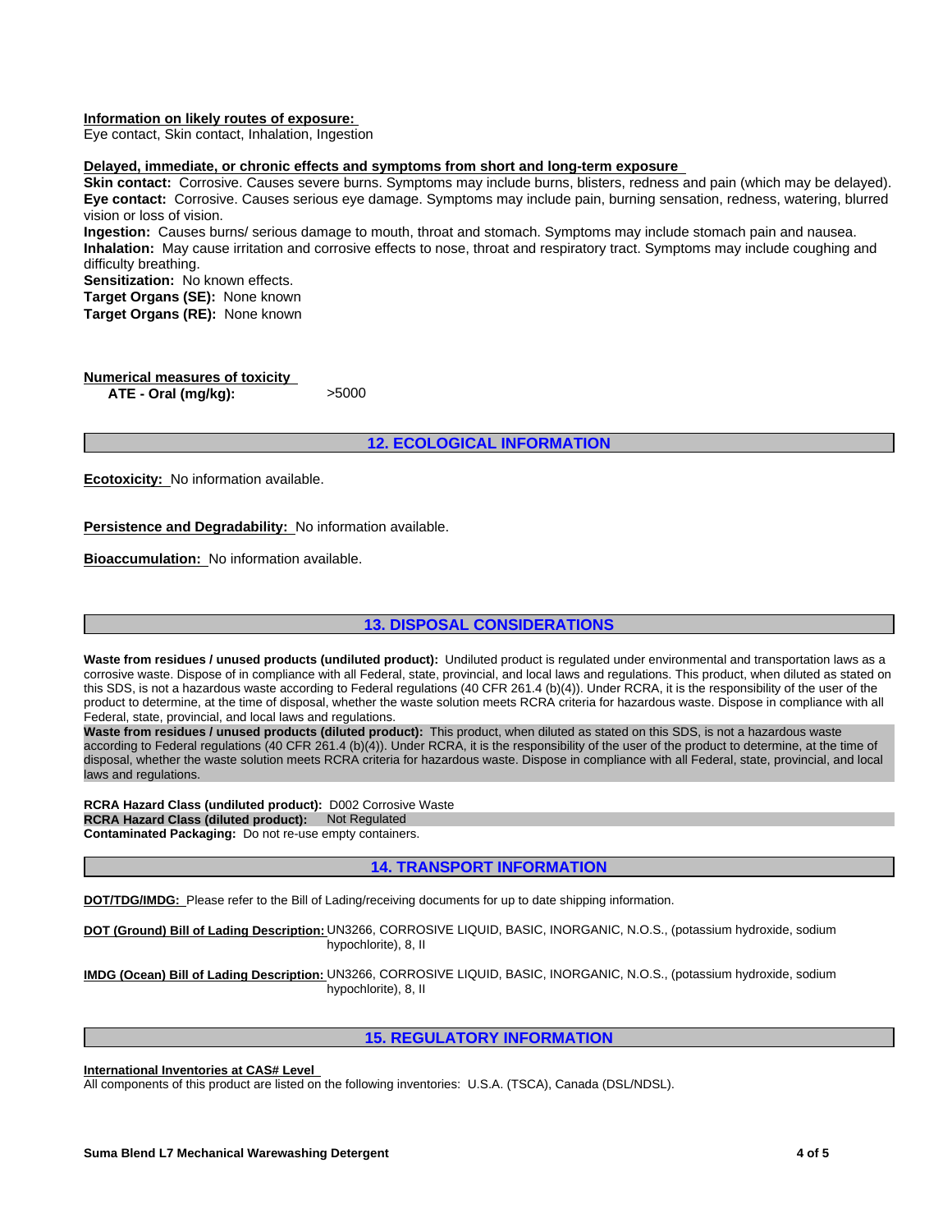**Information on likely routes of exposure:**
Eye contact, Skin contact, Inhalation, Ingestion

**Delayed, immediate, or chronic effects and symptoms from short and long-term exposure**
**Skin contact:** Corrosive. Causes severe burns. Symptoms may include burns, blisters, redness and pain (which may be delayed).
**Eye contact:** Corrosive. Causes serious eye damage. Symptoms may include pain, burning sensation, redness, watering, blurred vision or loss of vision.
**Ingestion:** Causes burns/ serious damage to mouth, throat and stomach. Symptoms may include stomach pain and nausea.
**Inhalation:** May cause irritation and corrosive effects to nose, throat and respiratory tract. Symptoms may include coughing and difficulty breathing.
**Sensitization:** No known effects.
**Target Organs (SE):** None known
**Target Organs (RE):** None known

**Numerical measures of toxicity**

| | |
|---|---|
| **ATE - Oral (mg/kg):** | >5000 |

## 12. ECOLOGICAL INFORMATION

**Ecotoxicity:** No information available.

**Persistence and Degradability:** No information available.

**Bioaccumulation:** No information available.

## 13. DISPOSAL CONSIDERATIONS

**Waste from residues / unused products (undiluted product):** Undiluted product is regulated under environmental and transportation laws as a corrosive waste. Dispose of in compliance with all Federal, state, provincial, and local laws and regulations. This product, when diluted as stated on this SDS, is not a hazardous waste according to Federal regulations (40 CFR 261.4 (b)(4)). Under RCRA, it is the responsibility of the user of the product to determine, at the time of disposal, whether the waste solution meets RCRA criteria for hazardous waste. Dispose in compliance with all Federal, state, provincial, and local laws and regulations.
**Waste from residues / unused products (diluted product):** This product, when diluted as stated on this SDS, is not a hazardous waste according to Federal regulations (40 CFR 261.4 (b)(4)). Under RCRA, it is the responsibility of the user of the product to determine, at the time of disposal, whether the waste solution meets RCRA criteria for hazardous waste. Dispose in compliance with all Federal, state, provincial, and local laws and regulations.

**RCRA Hazard Class (undiluted product):** D002 Corrosive Waste
**RCRA Hazard Class (diluted product):** Not Regulated
**Contaminated Packaging:** Do not re-use empty containers.

## 14. TRANSPORT INFORMATION

**DOT/TDG/IMDG:** Please refer to the Bill of Lading/receiving documents for up to date shipping information.

**DOT (Ground) Bill of Lading Description:** UN3266, CORROSIVE LIQUID, BASIC, INORGANIC, N.O.S., (potassium hydroxide, sodium hypochlorite), 8, II

**IMDG (Ocean) Bill of Lading Description:** UN3266, CORROSIVE LIQUID, BASIC, INORGANIC, N.O.S., (potassium hydroxide, sodium hypochlorite), 8, II

## 15. REGULATORY INFORMATION

**International Inventories at CAS# Level**
All components of this product are listed on the following inventories: U.S.A. (TSCA), Canada (DSL/NDSL).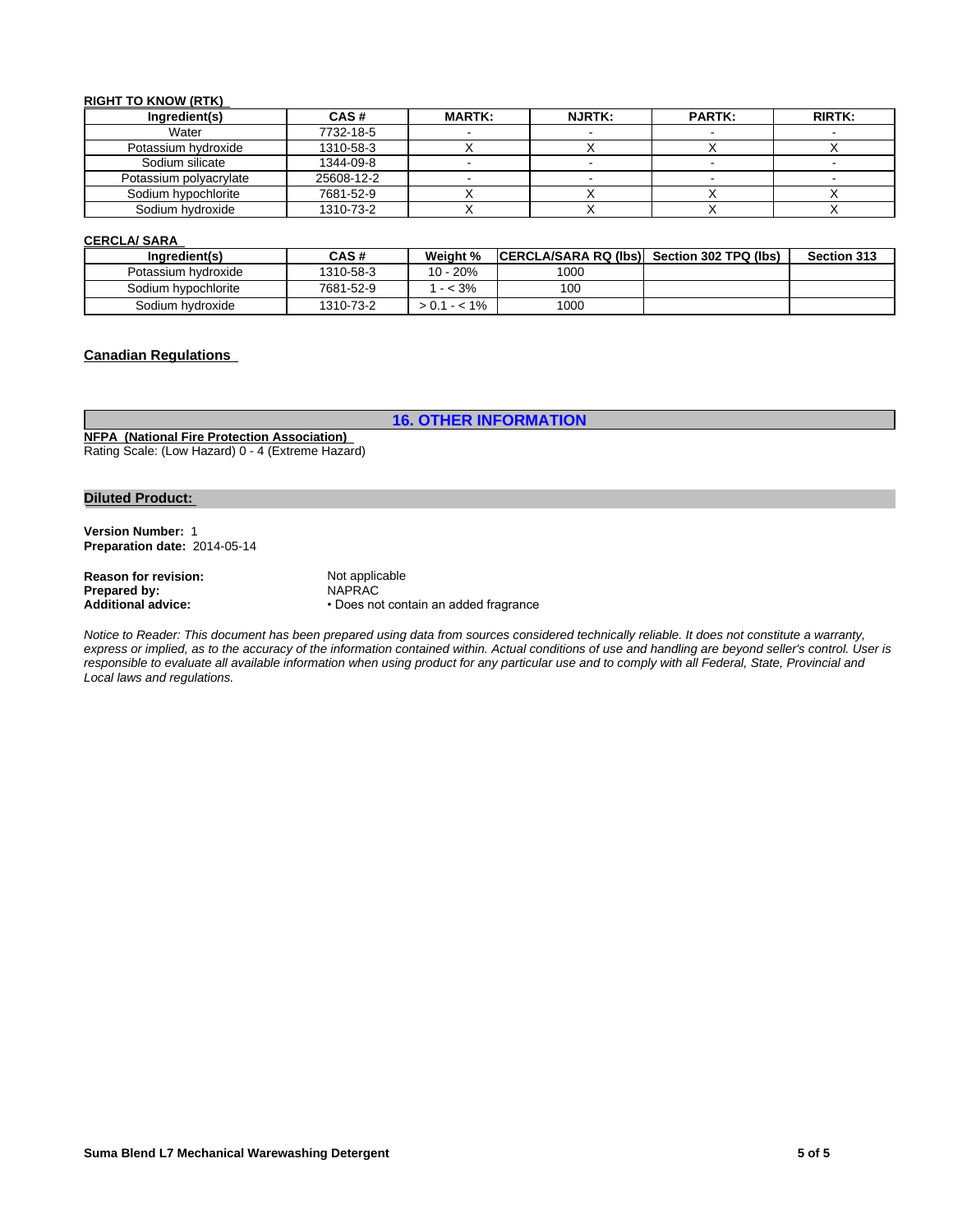**RIGHT TO KNOW (RTK)**

| Ingredient(s) | CAS # | MARTK: | NJRTK: | PARTK: | RIRTK: |
|---|---|---|---|---|---|
| Water | 7732-18-5 | - | - | - | - |
| Potassium hydroxide | 1310-58-3 | X | X | X | X |
| Sodium silicate | 1344-09-8 | - | - | - | - |
| Potassium polyacrylate | 25608-12-2 | - | - | - | - |
| Sodium hypochlorite | 7681-52-9 | X | X | X | X |
| Sodium hydroxide | 1310-73-2 | X | X | X | X |

**CERCLA/ SARA**

| Ingredient(s) | CAS # | Weight % | CERCLA/SARA RQ (lbs) | Section 302 TPQ (lbs) | Section 313 |
|---|---|---|---|---|---|
| Potassium hydroxide | 1310-58-3 | 10 - 20% | 1000 | | |
| Sodium hypochlorite | 7681-52-9 | 1 - < 3% | 100 | | |
| Sodium hydroxide | 1310-73-2 | > 0.1 - < 1% | 1000 | | |

**Canadian Regulations**

## 16. OTHER INFORMATION

**NFPA (National Fire Protection Association)**
Rating Scale: (Low Hazard) 0 - 4 (Extreme Hazard)

**Diluted Product:**

**Version Number:** 1
**Preparation date:** 2014-05-14

**Reason for revision:** Not applicable
**Prepared by:** NAPRAC
**Additional advice:** • Does not contain an added fragrance

*Notice to Reader: This document has been prepared using data from sources considered technically reliable. It does not constitute a warranty, express or implied, as to the accuracy of the information contained within. Actual conditions of use and handling are beyond seller's control. User is responsible to evaluate all available information when using product for any particular use and to comply with all Federal, State, Provincial and Local laws and regulations.*